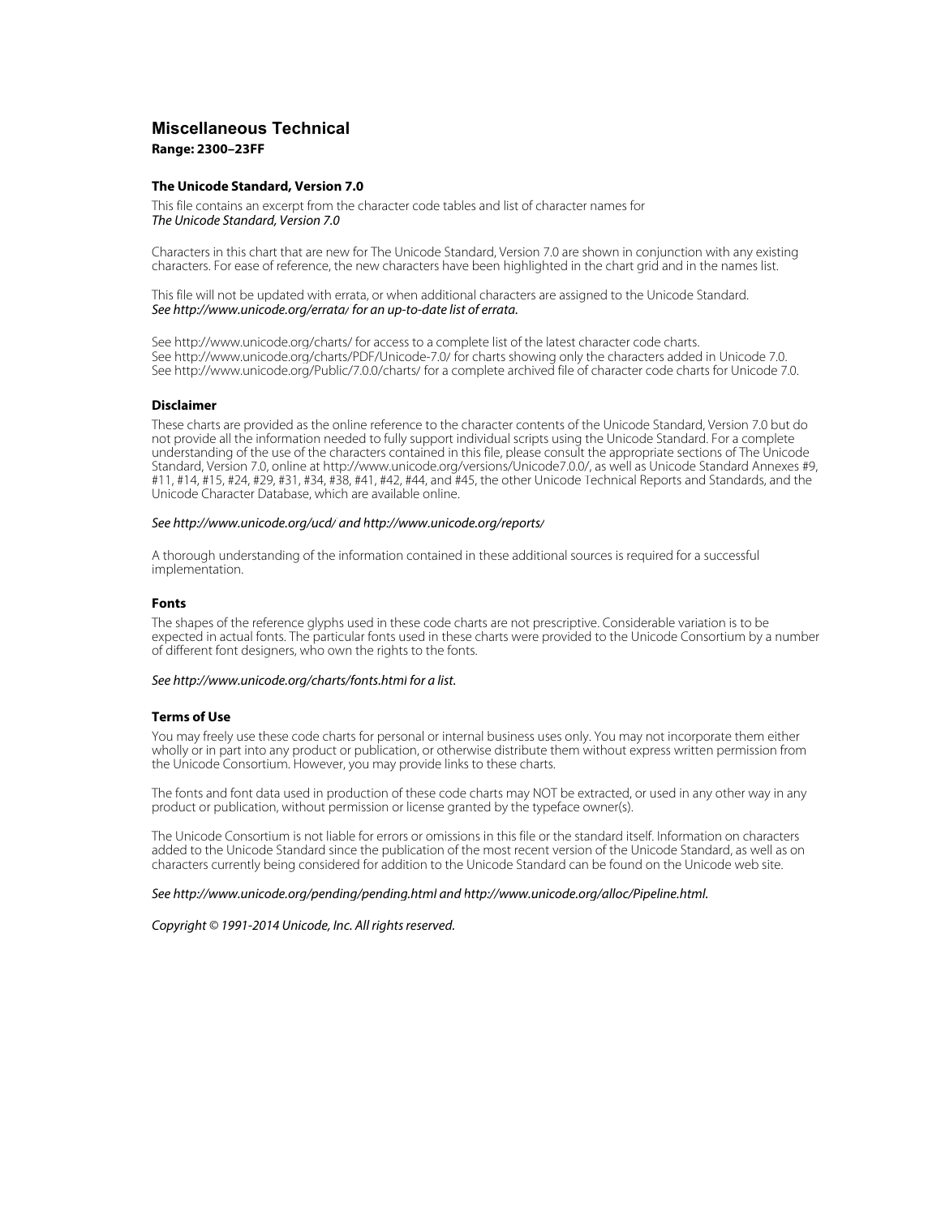# Miscellaneous Technical

**Range: 2300–23FF**

### The Unicode Standard, Version 7.0

This file contains an excerpt from the character code tables and list of character names for
*The Unicode Standard, Version 7.0*

Characters in this chart that are new for The Unicode Standard, Version 7.0 are shown in conjunction with any existing characters. For ease of reference, the new characters have been highlighted in the chart grid and in the names list.

This file will not be updated with errata, or when additional characters are assigned to the Unicode Standard.
*See http://www.unicode.org/errata/ for an up-to-date list of errata.*

See http://www.unicode.org/charts/ for access to a complete list of the latest character code charts.
See http://www.unicode.org/charts/PDF/Unicode-7.0/ for charts showing only the characters added in Unicode 7.0.
See http://www.unicode.org/Public/7.0.0/charts/ for a complete archived file of character code charts for Unicode 7.0.

### Disclaimer

These charts are provided as the online reference to the character contents of the Unicode Standard, Version 7.0 but do not provide all the information needed to fully support individual scripts using the Unicode Standard. For a complete understanding of the use of the characters contained in this file, please consult the appropriate sections of The Unicode Standard, Version 7.0, online at http://www.unicode.org/versions/Unicode7.0.0/, as well as Unicode Standard Annexes #9, #11, #14, #15, #24, #29, #31, #34, #38, #41, #42, #44, and #45, the other Unicode Technical Reports and Standards, and the Unicode Character Database, which are available online.

*See http://www.unicode.org/ucd/ and http://www.unicode.org/reports/*

A thorough understanding of the information contained in these additional sources is required for a successful implementation.

### Fonts

The shapes of the reference glyphs used in these code charts are not prescriptive. Considerable variation is to be expected in actual fonts. The particular fonts used in these charts were provided to the Unicode Consortium by a number of different font designers, who own the rights to the fonts.

*See http://www.unicode.org/charts/fonts.html for a list.*

### Terms of Use

You may freely use these code charts for personal or internal business uses only. You may not incorporate them either wholly or in part into any product or publication, or otherwise distribute them without express written permission from the Unicode Consortium. However, you may provide links to these charts.

The fonts and font data used in production of these code charts may NOT be extracted, or used in any other way in any product or publication, without permission or license granted by the typeface owner(s).

The Unicode Consortium is not liable for errors or omissions in this file or the standard itself. Information on characters added to the Unicode Standard since the publication of the most recent version of the Unicode Standard, as well as on characters currently being considered for addition to the Unicode Standard can be found on the Unicode web site.

*See http://www.unicode.org/pending/pending.html and http://www.unicode.org/alloc/Pipeline.html.*

*Copyright © 1991-2014 Unicode, Inc. All rights reserved.*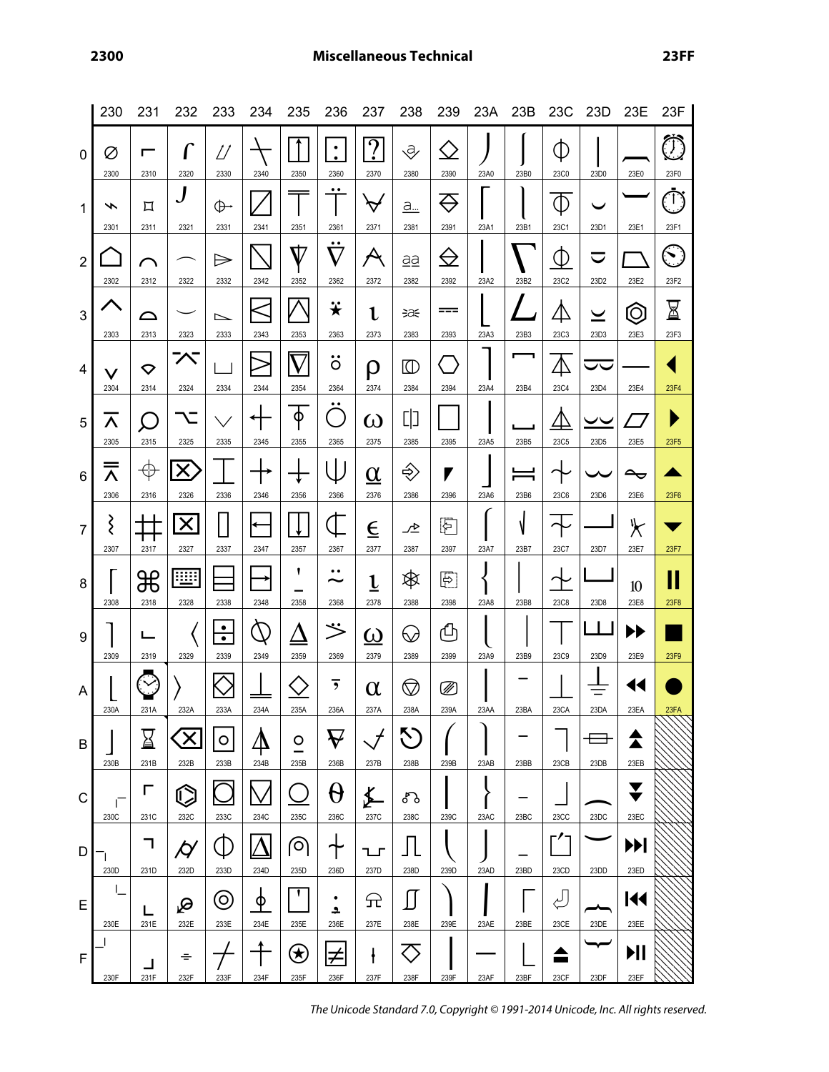# 2300 Miscellaneous Technical 23FF

| | 230 | 231 | 232 | 233 | 234 | 235 | 236 | 237 | 238 | 239 | 23A | 23B | 23C | 23D | 23E | 23F |
|---|---|---|---|---|---|---|---|---|---|---|---|---|---|---|---|---|
| 0 | ⌀ 2300 | ⌐ 2310 | ⌠ 2320 | ⌰ 2330 | ⍀ 2340 | ⍐ 2350 | ⍠ 2360 | ⍰ 2370 | ⎀ 2380 | ⎐ 2390 | ⎠ 23A0 | ⎰ 23B0 | ⏀ 23C0 | ⏐ 23D0 | ⏠ 23E0 | ⏰ 23F0 |
| 1 | ⌁ 2301 | ⌑ 2311 | ⌡ 2321 | ⌱ 2331 | ⍁ 2341 | ⍑ 2351 | ⍡ 2361 | ⍱ 2371 | ⎁ 2381 | ⎑ 2391 | ⎡ 23A1 | ⎱ 23B1 | ⏁ 23C1 | ⏑ 23D1 | ⏡ 23E1 | ⏱ 23F1 |
| 2 | ⌂ 2302 | ⌒ 2312 | ⌢ 2322 | ⌲ 2332 | ⍂ 2342 | ⍒ 2352 | ⍢ 2362 | ⍲ 2372 | ⎂ 2382 | ⎒ 2392 | ⎢ 23A2 | ⎲ 23B2 | ⏂ 23C2 | ⏒ 23D2 | ⏢ 23E2 | ⏲ 23F2 |
| 3 | ⌃ 2303 | ⌓ 2313 | ⌣ 2323 | ⌳ 2333 | ⍃ 2343 | ⍓ 2353 | ⍣ 2363 | ⍳ 2373 | ⎃ 2383 | ⎓ 2393 | ⎣ 23A3 | ⎳ 23B3 | ⏃ 23C3 | ⏓ 23D3 | ⏣ 23E3 | ⏳ 23F3 |
| 4 | ⌄ 2304 | ⌔ 2314 | ⌤ 2324 | ⌴ 2334 | ⍄ 2344 | ⍔ 2354 | ⍤ 2364 | ⍴ 2374 | ⎄ 2384 | ⎔ 2394 | ⎤ 23A4 | ⎴ 23B4 | ⏄ 23C4 | ⏔ 23D4 | ⏤ 23E4 | ⏴ 23F4 |
| 5 | ⌅ 2305 | ⌕ 2315 | ⌥ 2325 | ⌵ 2335 | ⍅ 2345 | ⍕ 2355 | ⍥ 2365 | ⍵ 2375 | ⎅ 2385 | ⎕ 2395 | ⎥ 23A5 | ⎵ 23B5 | ⏅ 23C5 | ⏕ 23D5 | ⏥ 23E5 | ⏵ 23F5 |
| 6 | ⌆ 2306 | ⌖ 2316 | ⌦ 2326 | ⌶ 2336 | ⍆ 2346 | ⍖ 2356 | ⍦ 2366 | ⍶ 2376 | ⎆ 2386 | ⎖ 2396 | ⎦ 23A6 | ⎶ 23B6 | ⏆ 23C6 | ⏖ 23D6 | ⏦ 23E6 | ⏶ 23F6 |
| 7 | ⌇ 2307 | ⌗ 2317 | ⌧ 2327 | ⌷ 2337 | ⍇ 2347 | ⍗ 2357 | ⍧ 2367 | ⍷ 2377 | ⎇ 2387 | ⎗ 2397 | ⎧ 23A7 | ⎷ 23B7 | ⏇ 23C7 | ⏗ 23D7 | ⏧ 23E7 | ⏷ 23F7 |
| 8 | ⌈ 2308 | ⌘ 2318 | ⌨ 2328 | ⌸ 2338 | ⍈ 2348 | ⍘ 2358 | ⍨ 2368 | ⍸ 2378 | ⎈ 2388 | ⎘ 2398 | ⎨ 23A8 | ⎸ 23B8 | ⏈ 23C8 | ⏘ 23D8 | ⏨ 23E8 | ⏸ 23F8 |
| 9 | ⌉ 2309 | ⌙ 2319 | 〈 2329 | ⌹ 2339 | ⍉ 2349 | ⍙ 2359 | ⍩ 2369 | ⍹ 2379 | ⎉ 2389 | ⎙ 2399 | ⎩ 23A9 | ⎹ 23B9 | ⏉ 23C9 | ⏙ 23D9 | ⏩ 23E9 | ⏹ 23F9 |
| A | ⌊ 230A | ⌚ 231A | 〉 232A | ⌺ 233A | ⍊ 234A | ⍚ 235A | ⍪ 236A | ⍺ 237A | ⎊ 238A | ⎚ 239A | ⎪ 23AA | ⎺ 23BA | ⏊ 23CA | ⏚ 23DA | ⏪ 23EA | ⏺ 23FA |
| B | ⌋ 230B | ⌛ 231B | ⌫ 232B | ⌻ 233B | ⍋ 234B | ⍛ 235B | ⍫ 236B | ⍻ 237B | ⎋ 238B | ⎛ 239B | ⎫ 23AB | ⎻ 23BB | ⏋ 23CB | ⏛ 23DB | ⏫ 23EB | |
| C | ⌌ 230C | ⌜ 231C | ⌬ 232C | ⌼ 233C | ⍌ 234C | ⍜ 235C | ⍬ 236C | ⍼ 237C | ⎌ 238C | ⎜ 239C | ⎬ 23AC | ⎼ 23BC | ⏌ 23CC | ⏜ 23DC | ⏬ 23EC | |
| D | ⌍ 230D | ⌝ 231D | ⌭ 232D | ⌽ 233D | ⍍ 234D | ⍝ 235D | ⍭ 236D | ⍽ 237D | ⎍ 238D | ⎝ 239D | ⎭ 23AD | ⎽ 23BD | ⏍ 23CD | ⏝ 23DD | ⏭ 23ED | |
| E | ⌎ 230E | ⌞ 231E | ⌮ 232E | ⌾ 233E | ⍎ 234E | ⍞ 235E | ⍮ 236E | ⍾ 237E | ⎎ 238E | ⎞ 239E | ⎮ 23AE | ⎾ 23BE | ⏎ 23CE | ⏞ 23DE | ⏮ 23EE | |
| F | ⌏ 230F | ⌟ 231F | ⌯ 232F | ⌿ 233F | ⍏ 234F | ⍟ 235F | ⍯ 236F | ⍿ 237F | ⎏ 238F | ⎟ 239F | ⎯ 23AF | ⎿ 23BF | ⏏ 23CF | ⏟ 23DF | ⏯ 23EF | |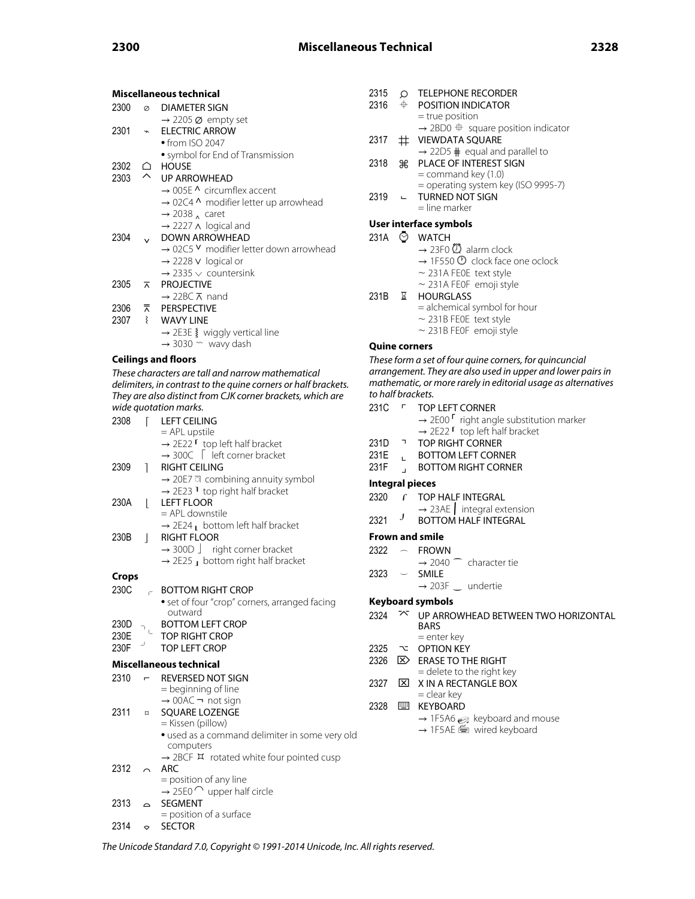## Miscellaneous technical

2300 ⌀ DIAMETER SIGN
→ 2205 ∅ empty set

2301 ⌁ ELECTRIC ARROW
• from ISO 2047
• symbol for End of Transmission

2302 ⌂ HOUSE

2303 ⌃ UP ARROWHEAD
→ 005E ^ circumflex accent
→ 02C4 ˄ modifier letter up arrowhead
→ 2038 ‸ caret
→ 2227 ∧ logical and

2304 ⌄ DOWN ARROWHEAD
→ 02C5 ˅ modifier letter down arrowhead
→ 2228 ∨ logical or
→ 2335 ⌵ countersink

2305 ⌅ PROJECTIVE
→ 22BC ⊼ nand

2306 ⌆ PERSPECTIVE

2307 ⌇ WAVY LINE
→ 2E3E ⸾ wiggly vertical line
→ 3030 〰 wavy dash

## Ceilings and floors

*These characters are tall and narrow mathematical delimiters, in contrast to the quine corners or half brackets. They are also distinct from CJK corner brackets, which are wide quotation marks.*

2308 ⌈ LEFT CEILING
= APL upstile
→ 2E22 ⸢ top left half bracket
→ 300C 「 left corner bracket

2309 ⌉ RIGHT CEILING
→ 20E7 ⃧ combining annuity symbol
→ 2E23 ⸣ top right half bracket

230A ⌊ LEFT FLOOR
= APL downstile
→ 2E24 ⸤ bottom left half bracket

230B ⌋ RIGHT FLOOR
→ 300D 」 right corner bracket
→ 2E25 ⸥ bottom right half bracket

## Crops

230C ⌌ BOTTOM RIGHT CROP
• set of four "crop" corners, arranged facing outward

230D ⌍ BOTTOM LEFT CROP

230E ⌎ TOP RIGHT CROP

230F ⌏ TOP LEFT CROP

## Miscellaneous technical

2310 ⌐ REVERSED NOT SIGN
= beginning of line
→ 00AC ¬ not sign

2311 ⌑ SQUARE LOZENGE
= Kissen (pillow)
• used as a command delimiter in some very old computers
→ 2BCF ⯏ rotated white four pointed cusp

2312 ⌒ ARC
= position of any line
→ 25E0 ◠ upper half circle

2313 ⌓ SEGMENT
= position of a surface

2314 ⌔ SECTOR

2315 ⌕ TELEPHONE RECORDER

2316 ⌖ POSITION INDICATOR
= true position
→ 2BD0 ⯐ square position indicator

2317 ⌗ VIEWDATA SQUARE
→ 22D5 ⋕ equal and parallel to

2318 ⌘ PLACE OF INTEREST SIGN
= command key (1.0)
= operating system key (ISO 9995-7)

2319 ⌙ TURNED NOT SIGN
= line marker

## User interface symbols

231A ⌚ WATCH
→ 23F0 ⏰ alarm clock
→ 1F550 🕐 clock face one oclock
~ 231A FE0E text style
~ 231A FE0F emoji style

231B ⌛ HOURGLASS
= alchemical symbol for hour
~ 231B FE0E text style
~ 231B FE0F emoji style

## Quine corners

*These form a set of four quine corners, for quincuncial arrangement. They are also used in upper and lower pairs in mathematic, or more rarely in editorial usage as alternatives to half brackets.*

231C ⌜ TOP LEFT CORNER
→ 2E00 ⸀ right angle substitution marker
→ 2E22 ⸢ top left half bracket

231D ⌝ TOP RIGHT CORNER

231E ⌞ BOTTOM LEFT CORNER

231F ⌟ BOTTOM RIGHT CORNER

## Integral pieces

2320 ⌠ TOP HALF INTEGRAL
→ 23AE ⎮ integral extension

2321 ⌡ BOTTOM HALF INTEGRAL

## Frown and smile

2322 ⌢ FROWN
→ 2040 ⁀ character tie

2323 ⌣ SMILE
→ 203F ‿ undertie

## Keyboard symbols

2324 ⌤ UP ARROWHEAD BETWEEN TWO HORIZONTAL BARS
= enter key

2325 ⌥ OPTION KEY

2326 ⌦ ERASE TO THE RIGHT
= delete to the right key

2327 ⌧ X IN A RECTANGLE BOX
= clear key

2328 ⌨ KEYBOARD
→ 1F5A6 🖦 keyboard and mouse
→ 1F5AE 🖮 wired keyboard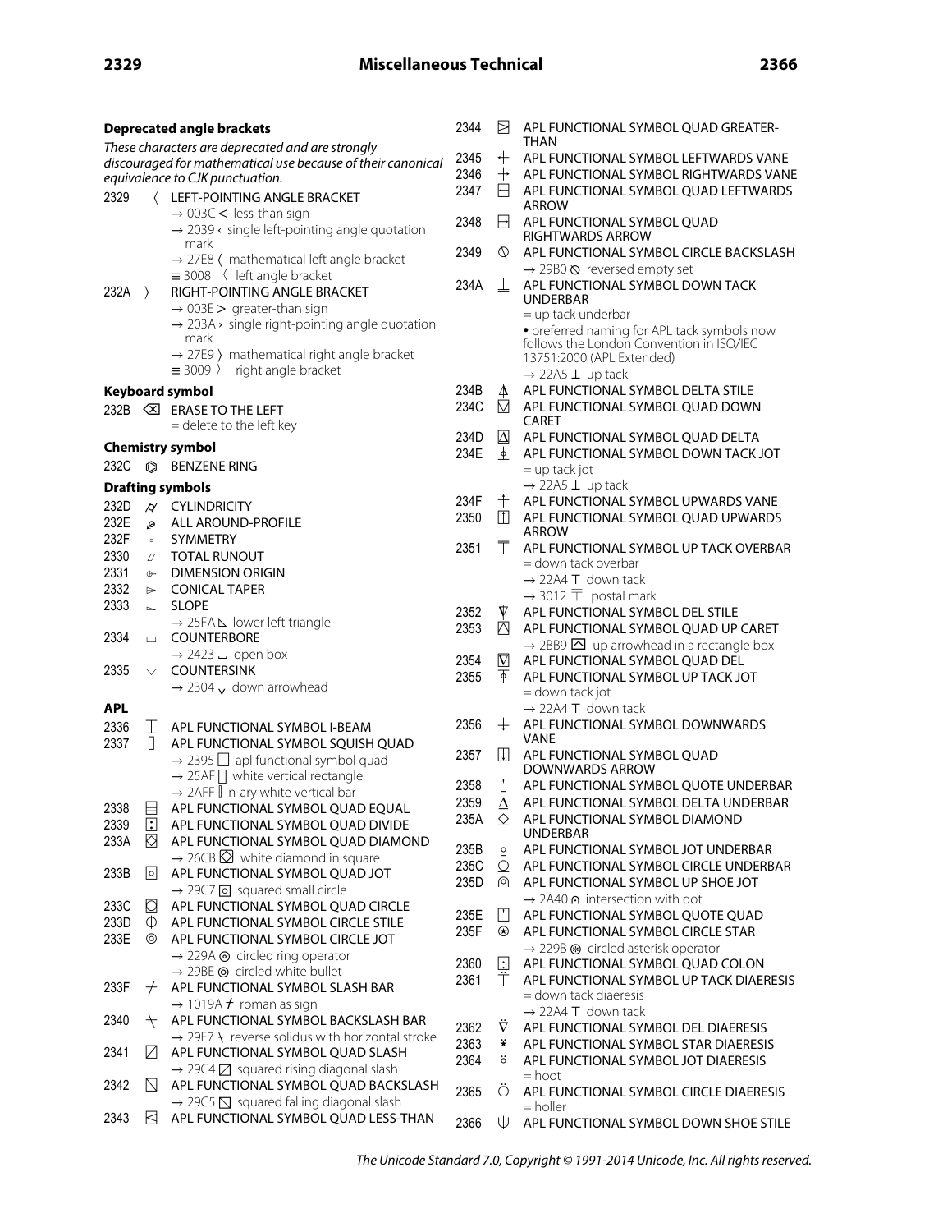### Deprecated angle brackets

*These characters are deprecated and are strongly discouraged for mathematical use because of their canonical equivalence to CJK punctuation.*

2329 〈 LEFT-POINTING ANGLE BRACKET
- → 003C < less-than sign
- → 2039 ‹ single left-pointing angle quotation mark
- → 27E8 ⟨ mathematical left angle bracket
- ≡ 3008 〈 left angle bracket

232A 〉 RIGHT-POINTING ANGLE BRACKET
- → 003E > greater-than sign
- → 203A › single right-pointing angle quotation mark
- → 27E9 ⟩ mathematical right angle bracket
- ≡ 3009 〉 right angle bracket

### Keyboard symbol

232B ⌫ ERASE TO THE LEFT
- = delete to the left key

### Chemistry symbol

232C ⌬ BENZENE RING

### Drafting symbols

232D ⌭ CYLINDRICITY

232E ⌮ ALL AROUND-PROFILE

232F ⌯ SYMMETRY

2330 ⌰ TOTAL RUNOUT

2331 ⌱ DIMENSION ORIGIN

2332 ⌲ CONICAL TAPER

2333 ⌳ SLOPE
- → 25FA ◺ lower left triangle

2334 ⌴ COUNTERBORE
- → 2423 ␣ open box

2335 ⌵ COUNTERSINK
- → 2304 ⌄ down arrowhead

### APL

2336 ⌶ APL FUNCTIONAL SYMBOL I-BEAM

2337 ⌷ APL FUNCTIONAL SYMBOL SQUISH QUAD
- → 2395 ⎕ apl functional symbol quad
- → 25AF ▯ white vertical rectangle
- → 2AFF ⫿ n-ary white vertical bar

2338 ⌸ APL FUNCTIONAL SYMBOL QUAD EQUAL

2339 ⌹ APL FUNCTIONAL SYMBOL QUAD DIVIDE

233A ⌺ APL FUNCTIONAL SYMBOL QUAD DIAMOND
- → 26CB ⛋ white diamond in square

233B ⌻ APL FUNCTIONAL SYMBOL QUAD JOT
- → 29C7 ⧇ squared small circle

233C ⌼ APL FUNCTIONAL SYMBOL QUAD CIRCLE

233D ⌽ APL FUNCTIONAL SYMBOL CIRCLE STILE

233E ⌾ APL FUNCTIONAL SYMBOL CIRCLE JOT
- → 229A ⊚ circled ring operator
- → 29BE ⦾ circled white bullet

233F ⌿ APL FUNCTIONAL SYMBOL SLASH BAR
- → 1019A 𐆚 roman as sign

2340 ⍀ APL FUNCTIONAL SYMBOL BACKSLASH BAR
- → 29F7 ⧷ reverse solidus with horizontal stroke

2341 ⍁ APL FUNCTIONAL SYMBOL QUAD SLASH
- → 29C4 ⧄ squared rising diagonal slash

2342 ⍂ APL FUNCTIONAL SYMBOL QUAD BACKSLASH
- → 29C5 ⧅ squared falling diagonal slash

2343 ⍃ APL FUNCTIONAL SYMBOL QUAD LESS-THAN

2344 ⍄ APL FUNCTIONAL SYMBOL QUAD GREATER-THAN

2345 ⍅ APL FUNCTIONAL SYMBOL LEFTWARDS VANE

2346 ⍆ APL FUNCTIONAL SYMBOL RIGHTWARDS VANE

2347 ⍇ APL FUNCTIONAL SYMBOL QUAD LEFTWARDS ARROW

2348 ⍈ APL FUNCTIONAL SYMBOL QUAD RIGHTWARDS ARROW

2349 ⍉ APL FUNCTIONAL SYMBOL CIRCLE BACKSLASH
- → 29B0 ⦰ reversed empty set

234A ⍊ APL FUNCTIONAL SYMBOL DOWN TACK UNDERBAR
- = up tack underbar
- • preferred naming for APL tack symbols now follows the London Convention in ISO/IEC 13751:2000 (APL Extended)
- → 22A5 ⊥ up tack

234B ⍋ APL FUNCTIONAL SYMBOL DELTA STILE

234C ⍌ APL FUNCTIONAL SYMBOL QUAD DOWN CARET

234D ⍍ APL FUNCTIONAL SYMBOL QUAD DELTA

234E ⍎ APL FUNCTIONAL SYMBOL DOWN TACK JOT
- = up tack jot
- → 22A5 ⊥ up tack

234F ⍏ APL FUNCTIONAL SYMBOL UPWARDS VANE

2350 ⍐ APL FUNCTIONAL SYMBOL QUAD UPWARDS ARROW

2351 ⍑ APL FUNCTIONAL SYMBOL UP TACK OVERBAR
- = down tack overbar
- → 22A4 ⊤ down tack
- → 3012 〒 postal mark

2352 ⍒ APL FUNCTIONAL SYMBOL DEL STILE

2353 ⍓ APL FUNCTIONAL SYMBOL QUAD UP CARET
- → 2BB9 ⮹ up arrowhead in a rectangle box

2354 ⍔ APL FUNCTIONAL SYMBOL QUAD DEL

2355 ⍕ APL FUNCTIONAL SYMBOL UP TACK JOT
- = down tack jot
- → 22A4 ⊤ down tack

2356 ⍖ APL FUNCTIONAL SYMBOL DOWNWARDS VANE

2357 ⍗ APL FUNCTIONAL SYMBOL QUAD DOWNWARDS ARROW

2358 ⍘ APL FUNCTIONAL SYMBOL QUOTE UNDERBAR

2359 ⍙ APL FUNCTIONAL SYMBOL DELTA UNDERBAR

235A ⍚ APL FUNCTIONAL SYMBOL DIAMOND UNDERBAR

235B ⍛ APL FUNCTIONAL SYMBOL JOT UNDERBAR

235C ⍜ APL FUNCTIONAL SYMBOL CIRCLE UNDERBAR

235D ⍝ APL FUNCTIONAL SYMBOL UP SHOE JOT
- → 2A40 ⩀ intersection with dot

235E ⍞ APL FUNCTIONAL SYMBOL QUOTE QUAD

235F ⍟ APL FUNCTIONAL SYMBOL CIRCLE STAR
- → 229B ⊛ circled asterisk operator

2360 ⍠ APL FUNCTIONAL SYMBOL QUAD COLON

2361 ⍡ APL FUNCTIONAL SYMBOL UP TACK DIAERESIS
- = down tack diaeresis
- → 22A4 ⊤ down tack

2362 ⍢ APL FUNCTIONAL SYMBOL DEL DIAERESIS

2363 ⍣ APL FUNCTIONAL SYMBOL STAR DIAERESIS

2364 ⍤ APL FUNCTIONAL SYMBOL JOT DIAERESIS
- = hoot

2365 ⍥ APL FUNCTIONAL SYMBOL CIRCLE DIAERESIS
- = holler

2366 ⍦ APL FUNCTIONAL SYMBOL DOWN SHOE STILE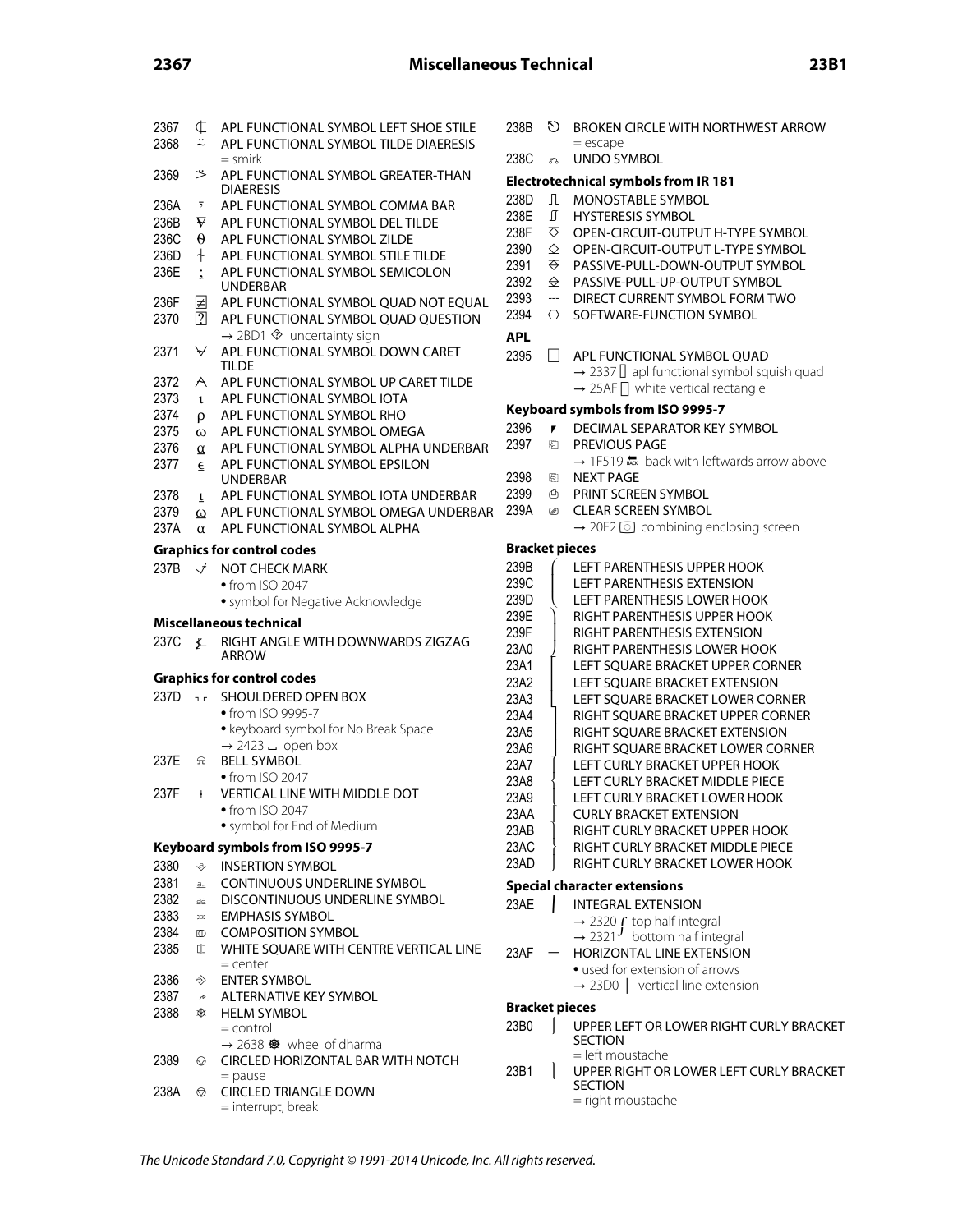2367 ⌧ APL FUNCTIONAL SYMBOL LEFT SHOE STILE

2368 ⍨ APL FUNCTIONAL SYMBOL TILDE DIAERESIS
= smirk

2369 ⍩ APL FUNCTIONAL SYMBOL GREATER-THAN DIAERESIS

236A ⍪ APL FUNCTIONAL SYMBOL COMMA BAR

236B ⍫ APL FUNCTIONAL SYMBOL DEL TILDE

236C ⍬ APL FUNCTIONAL SYMBOL ZILDE

236D ⍭ APL FUNCTIONAL SYMBOL STILE TILDE

236E ⍮ APL FUNCTIONAL SYMBOL SEMICOLON UNDERBAR

236F ⍯ APL FUNCTIONAL SYMBOL QUAD NOT EQUAL

2370 ⍰ APL FUNCTIONAL SYMBOL QUAD QUESTION
→ 2BD1 ⯑ uncertainty sign

2371 ⍱ APL FUNCTIONAL SYMBOL DOWN CARET TILDE

2372 ⍲ APL FUNCTIONAL SYMBOL UP CARET TILDE

2373 ⍳ APL FUNCTIONAL SYMBOL IOTA

2374 ⍴ APL FUNCTIONAL SYMBOL RHO

2375 ⍵ APL FUNCTIONAL SYMBOL OMEGA

2376 ⍶ APL FUNCTIONAL SYMBOL ALPHA UNDERBAR

2377 ⍷ APL FUNCTIONAL SYMBOL EPSILON UNDERBAR

2378 ⍸ APL FUNCTIONAL SYMBOL IOTA UNDERBAR

2379 ⍹ APL FUNCTIONAL SYMBOL OMEGA UNDERBAR

237A ⍺ APL FUNCTIONAL SYMBOL ALPHA

### Graphics for control codes

237B ⍻ NOT CHECK MARK
- from ISO 2047
- symbol for Negative Acknowledge

### Miscellaneous technical

237C ⍼ RIGHT ANGLE WITH DOWNWARDS ZIGZAG ARROW

### Graphics for control codes

237D ⍽ SHOULDERED OPEN BOX
- from ISO 9995-7
- keyboard symbol for No Break Space

→ 2423 ␣ open box

237E ⍾ BELL SYMBOL
- from ISO 2047

237F ⍿ VERTICAL LINE WITH MIDDLE DOT
- from ISO 2047
- symbol for End of Medium

### Keyboard symbols from ISO 9995-7

2380 ⎀ INSERTION SYMBOL

2381 ⎁ CONTINUOUS UNDERLINE SYMBOL

2382 ⎂ DISCONTINUOUS UNDERLINE SYMBOL

2383 ⎃ EMPHASIS SYMBOL

2384 ⎄ COMPOSITION SYMBOL

2385 ⎅ WHITE SQUARE WITH CENTRE VERTICAL LINE
= center

2386 ⎆ ENTER SYMBOL

2387 ⎇ ALTERNATIVE KEY SYMBOL

2388 ⎈ HELM SYMBOL
= control
→ 2638 ☸ wheel of dharma

2389 ⎉ CIRCLED HORIZONTAL BAR WITH NOTCH
= pause

238A ⎊ CIRCLED TRIANGLE DOWN
= interrupt, break

238B ⎋ BROKEN CIRCLE WITH NORTHWEST ARROW
= escape

238C ⎌ UNDO SYMBOL

### Electrotechnical symbols from IR 181

238D ⎍ MONOSTABLE SYMBOL

238E ⎎ HYSTERESIS SYMBOL

238F ⎏ OPEN-CIRCUIT-OUTPUT H-TYPE SYMBOL

2390 ⎐ OPEN-CIRCUIT-OUTPUT L-TYPE SYMBOL

2391 ⎑ PASSIVE-PULL-DOWN-OUTPUT SYMBOL

2392 ⎒ PASSIVE-PULL-UP-OUTPUT SYMBOL

2393 ⎓ DIRECT CURRENT SYMBOL FORM TWO

2394 ⎔ SOFTWARE-FUNCTION SYMBOL

### APL

2395 ⎕ APL FUNCTIONAL SYMBOL QUAD
→ 2337 ⌷ apl functional symbol squish quad
→ 25AF ▯ white vertical rectangle

### Keyboard symbols from ISO 9995-7

2396 ⎖ DECIMAL SEPARATOR KEY SYMBOL

2397 ⎗ PREVIOUS PAGE
→ 1F519 🔙 back with leftwards arrow above

2398 ⎘ NEXT PAGE

2399 ⎙ PRINT SCREEN SYMBOL

239A ⎚ CLEAR SCREEN SYMBOL
→ 20E2 ⃢ combining enclosing screen

### Bracket pieces

239B ⎛ LEFT PARENTHESIS UPPER HOOK

239C ⎜ LEFT PARENTHESIS EXTENSION

239D ⎝ LEFT PARENTHESIS LOWER HOOK

239E ⎞ RIGHT PARENTHESIS UPPER HOOK

239F ⎟ RIGHT PARENTHESIS EXTENSION

23A0 ⎠ RIGHT PARENTHESIS LOWER HOOK

23A1 ⎡ LEFT SQUARE BRACKET UPPER CORNER

23A2 ⎢ LEFT SQUARE BRACKET EXTENSION

23A3 ⎣ LEFT SQUARE BRACKET LOWER CORNER

23A4 ⎤ RIGHT SQUARE BRACKET UPPER CORNER

23A5 ⎥ RIGHT SQUARE BRACKET EXTENSION

23A6 ⎦ RIGHT SQUARE BRACKET LOWER CORNER

23A7 ⎧ LEFT CURLY BRACKET UPPER HOOK

23A8 ⎨ LEFT CURLY BRACKET MIDDLE PIECE

23A9 ⎩ LEFT CURLY BRACKET LOWER HOOK

23AA ⎪ CURLY BRACKET EXTENSION

23AB ⎫ RIGHT CURLY BRACKET UPPER HOOK

23AC ⎬ RIGHT CURLY BRACKET MIDDLE PIECE

23AD ⎭ RIGHT CURLY BRACKET LOWER HOOK

### Special character extensions

23AE ⎮ INTEGRAL EXTENSION
→ 2320 ⌠ top half integral
→ 2321 ⌡ bottom half integral

23AF ⎯ HORIZONTAL LINE EXTENSION
- used for extension of arrows

→ 23D0 ⏐ vertical line extension

### Bracket pieces

23B0 ⎰ UPPER LEFT OR LOWER RIGHT CURLY BRACKET SECTION
= left moustache

23B1 ⎱ UPPER RIGHT OR LOWER LEFT CURLY BRACKET SECTION
= right moustache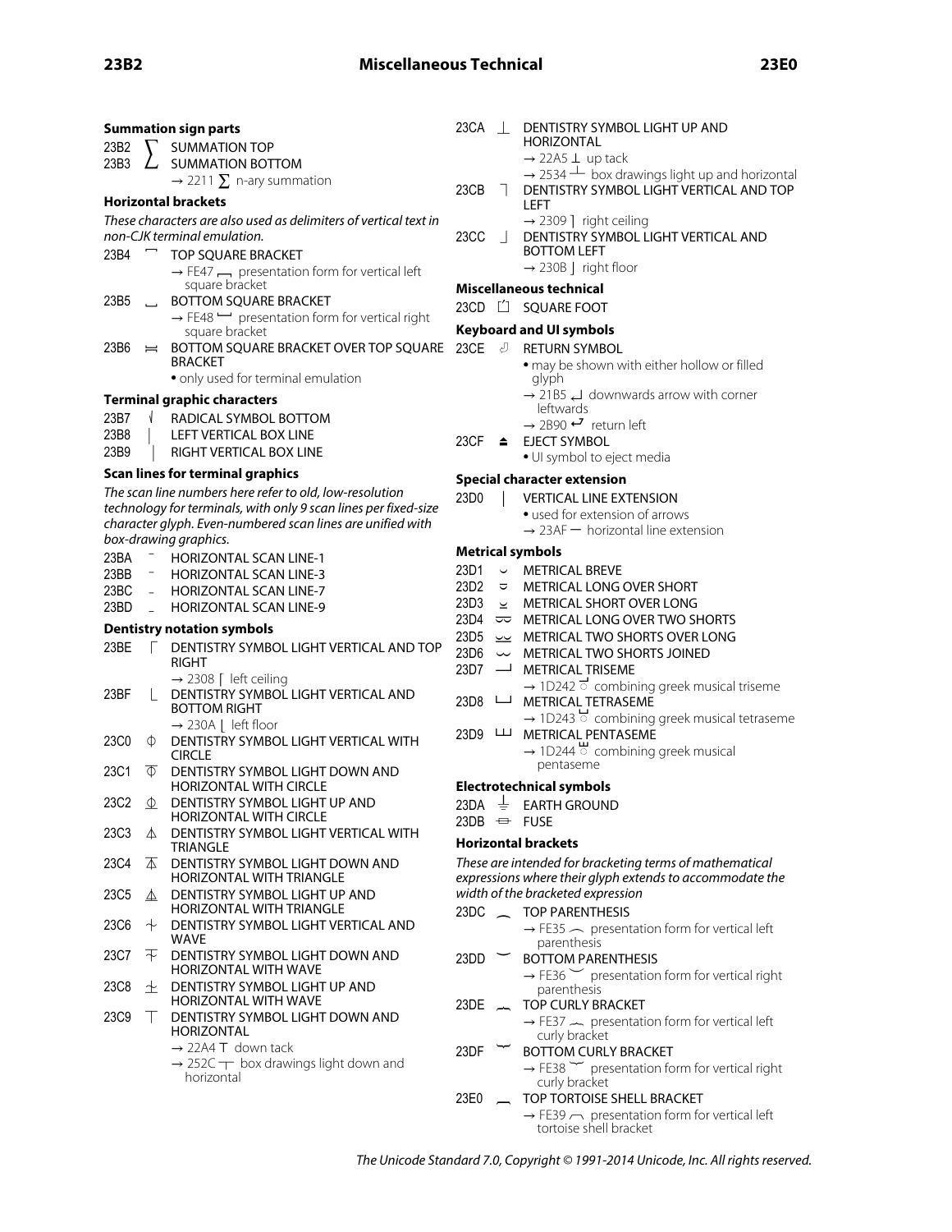### Summation sign parts

23B2 ⎲ SUMMATION TOP

23B3 ⎳ SUMMATION BOTTOM
- → 2211 ∑ n-ary summation

### Horizontal brackets

*These characters are also used as delimiters of vertical text in non-CJK terminal emulation.*

23B4 ⎴ TOP SQUARE BRACKET
- → FE47 ﹇ presentation form for vertical left square bracket

23B5 ⎵ BOTTOM SQUARE BRACKET
- → FE48 ﹈ presentation form for vertical right square bracket

23B6 ⎶ BOTTOM SQUARE BRACKET OVER TOP SQUARE BRACKET
- • only used for terminal emulation

### Terminal graphic characters

23B7 ⎷ RADICAL SYMBOL BOTTOM

23B8 ⎸ LEFT VERTICAL BOX LINE

23B9 ⎹ RIGHT VERTICAL BOX LINE

### Scan lines for terminal graphics

*The scan line numbers here refer to old, low-resolution technology for terminals, with only 9 scan lines per fixed-size character glyph. Even-numbered scan lines are unified with box-drawing graphics.*

23BA ⎺ HORIZONTAL SCAN LINE-1

23BB ⎻ HORIZONTAL SCAN LINE-3

23BC ⎼ HORIZONTAL SCAN LINE-7

23BD ⎽ HORIZONTAL SCAN LINE-9

### Dentistry notation symbols

23BE ⎾ DENTISTRY SYMBOL LIGHT VERTICAL AND TOP RIGHT
- → 2308 ⌈ left ceiling

23BF ⎿ DENTISTRY SYMBOL LIGHT VERTICAL AND BOTTOM RIGHT
- → 230A ⌊ left floor

23C0 ⏀ DENTISTRY SYMBOL LIGHT VERTICAL WITH CIRCLE

23C1 ⏁ DENTISTRY SYMBOL LIGHT DOWN AND HORIZONTAL WITH CIRCLE

23C2 ⏂ DENTISTRY SYMBOL LIGHT UP AND HORIZONTAL WITH CIRCLE

23C3 ⏃ DENTISTRY SYMBOL LIGHT VERTICAL WITH TRIANGLE

23C4 ⏄ DENTISTRY SYMBOL LIGHT DOWN AND HORIZONTAL WITH TRIANGLE

23C5 ⏅ DENTISTRY SYMBOL LIGHT UP AND HORIZONTAL WITH TRIANGLE

23C6 ⏆ DENTISTRY SYMBOL LIGHT VERTICAL AND WAVE

23C7 ⏇ DENTISTRY SYMBOL LIGHT DOWN AND HORIZONTAL WITH WAVE

23C8 ⏈ DENTISTRY SYMBOL LIGHT UP AND HORIZONTAL WITH WAVE

23C9 ⏉ DENTISTRY SYMBOL LIGHT DOWN AND HORIZONTAL
- → 22A4 ⊤ down tack
- → 252C ┬ box drawings light down and horizontal

23CA ⏊ DENTISTRY SYMBOL LIGHT UP AND HORIZONTAL
- → 22A5 ⊥ up tack
- → 2534 ┴ box drawings light up and horizontal

23CB ⏋ DENTISTRY SYMBOL LIGHT VERTICAL AND TOP LEFT
- → 2309 ⌉ right ceiling

23CC ⏌ DENTISTRY SYMBOL LIGHT VERTICAL AND BOTTOM LEFT
- → 230B ⌋ right floor

### Miscellaneous technical

23CD ⏍ SQUARE FOOT

### Keyboard and UI symbols

23CE ⏎ RETURN SYMBOL
- • may be shown with either hollow or filled glyph
- → 21B5 ↵ downwards arrow with corner leftwards
- → 2B90 ⮐ return left

23CF ⏏ EJECT SYMBOL
- • UI symbol to eject media

### Special character extension

23D0 ⏐ VERTICAL LINE EXTENSION
- • used for extension of arrows
- → 23AF ⎯ horizontal line extension

### Metrical symbols

23D1 ⏑ METRICAL BREVE

23D2 ⏒ METRICAL LONG OVER SHORT

23D3 ⏓ METRICAL SHORT OVER LONG

23D4 ⏔ METRICAL LONG OVER TWO SHORTS

23D5 ⏕ METRICAL TWO SHORTS OVER LONG

23D6 ⏖ METRICAL TWO SHORTS JOINED

23D7 ⏗ METRICAL TRISEME
- → 1D242 combining greek musical triseme

23D8 ⏘ METRICAL TETRASEME
- → 1D243 combining greek musical tetraseme

23D9 ⏙ METRICAL PENTASEME
- → 1D244 combining greek musical pentaseme

### Electrotechnical symbols

23DA ⏚ EARTH GROUND

23DB ⏛ FUSE

### Horizontal brackets

*These are intended for bracketing terms of mathematical expressions where their glyph extends to accommodate the width of the bracketed expression*

23DC ⏜ TOP PARENTHESIS
- → FE35 ︵ presentation form for vertical left parenthesis

23DD ⏝ BOTTOM PARENTHESIS
- → FE36 ︶ presentation form for vertical right parenthesis

23DE ⏞ TOP CURLY BRACKET
- → FE37 ︷ presentation form for vertical left curly bracket

23DF ⏟ BOTTOM CURLY BRACKET
- → FE38 ︸ presentation form for vertical right curly bracket

23E0 ⏠ TOP TORTOISE SHELL BRACKET
- → FE39 ︹ presentation form for vertical left tortoise shell bracket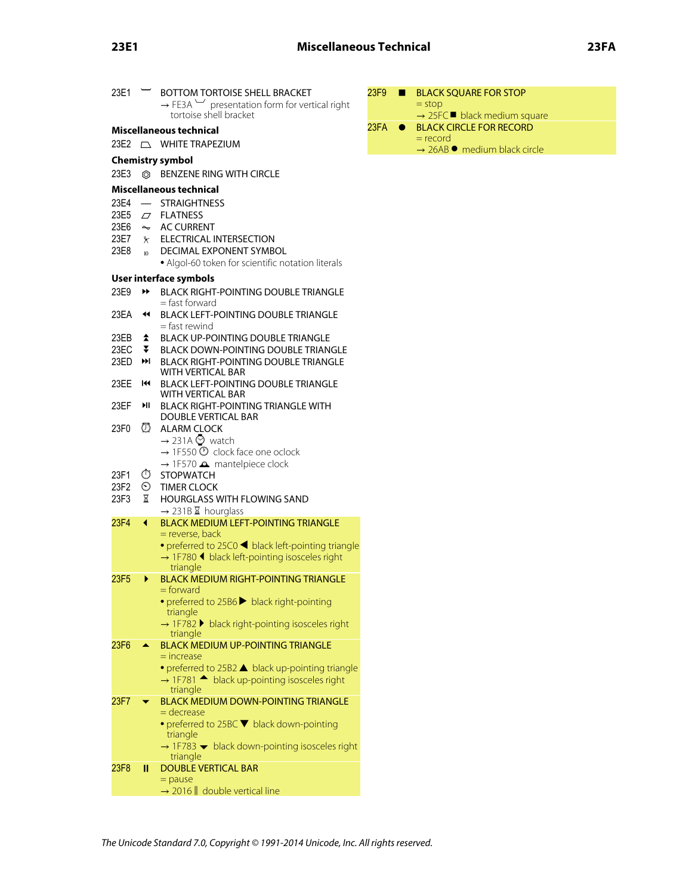23E1 ︶ BOTTOM TORTOISE SHELL BRACKET
→ FE3A ︺ presentation form for vertical right tortoise shell bracket

**Miscellaneous technical**

23E2 ⏢ WHITE TRAPEZIUM

**Chemistry symbol**

23E3 ⏣ BENZENE RING WITH CIRCLE

**Miscellaneous technical**

23E4 ⏤ STRAIGHTNESS
23E5 ⏥ FLATNESS
23E6 ⏦ AC CURRENT
23E7 ⏧ ELECTRICAL INTERSECTION
23E8 ⏨ DECIMAL EXPONENT SYMBOL
• Algol-60 token for scientific notation literals

**User interface symbols**

23E9 ⏩ BLACK RIGHT-POINTING DOUBLE TRIANGLE
= fast forward
23EA ⏪ BLACK LEFT-POINTING DOUBLE TRIANGLE
= fast rewind
23EB ⏫ BLACK UP-POINTING DOUBLE TRIANGLE
23EC ⏬ BLACK DOWN-POINTING DOUBLE TRIANGLE
23ED ⏭ BLACK RIGHT-POINTING DOUBLE TRIANGLE WITH VERTICAL BAR
23EE ⏮ BLACK LEFT-POINTING DOUBLE TRIANGLE WITH VERTICAL BAR
23EF ⏯ BLACK RIGHT-POINTING TRIANGLE WITH DOUBLE VERTICAL BAR
23F0 ⏰ ALARM CLOCK
→ 231A ⌚ watch
→ 1F550 🕐 clock face one oclock
→ 1F570 🕰 mantelpiece clock
23F1 ⏱ STOPWATCH
23F2 ⏲ TIMER CLOCK
23F3 ⏳ HOURGLASS WITH FLOWING SAND
→ 231B ⌛ hourglass
23F4 ⏴ BLACK MEDIUM LEFT-POINTING TRIANGLE
= reverse, back
• preferred to 25C0 ◀ black left-pointing triangle
→ 1F780 🞀 black left-pointing isosceles right triangle
23F5 ⏵ BLACK MEDIUM RIGHT-POINTING TRIANGLE
= forward
• preferred to 25B6 ▶ black right-pointing triangle
→ 1F782 🞂 black right-pointing isosceles right triangle
23F6 ⏶ BLACK MEDIUM UP-POINTING TRIANGLE
= increase
• preferred to 25B2 ▲ black up-pointing triangle
→ 1F781 🞁 black up-pointing isosceles right triangle
23F7 ⏷ BLACK MEDIUM DOWN-POINTING TRIANGLE
= decrease
• preferred to 25BC ▼ black down-pointing triangle
→ 1F783 🞃 black down-pointing isosceles right triangle
23F8 ⏸ DOUBLE VERTICAL BAR
= pause
→ 2016 ‖ double vertical line
23F9 ⏹ BLACK SQUARE FOR STOP
= stop
→ 25FC ◼ black medium square
23FA ⏺ BLACK CIRCLE FOR RECORD
= record
→ 26AB ⚫ medium black circle